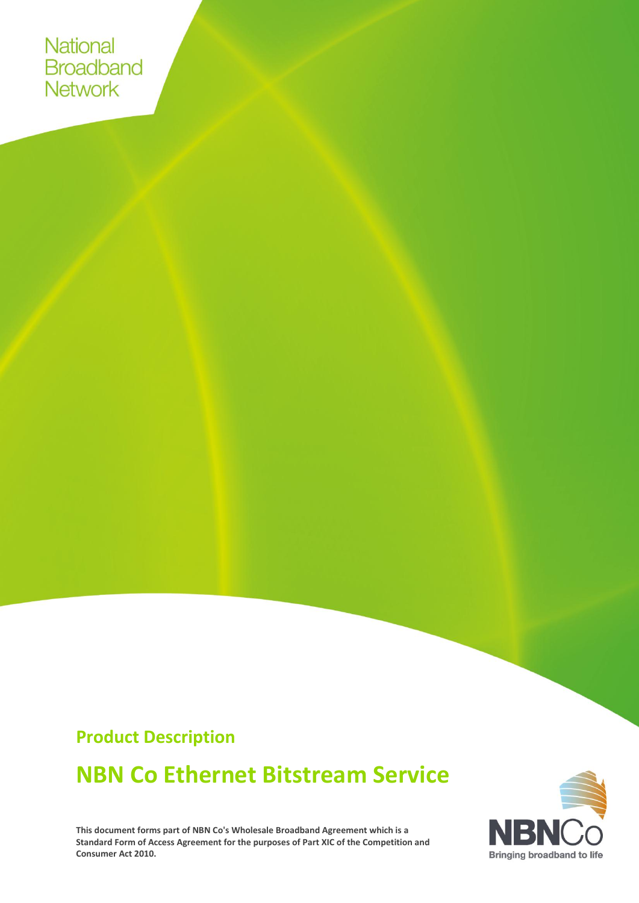National
Broadband
Network

**Product Description**

# NBN Co Ethernet Bitstream Service

**This document forms part of NBN Co's Wholesale Broadband Agreement which is a Standard Form of Access Agreement for the purposes of Part XIC of the Competition and Consumer Act 2010.**

NBNCo
Bringing broadband to life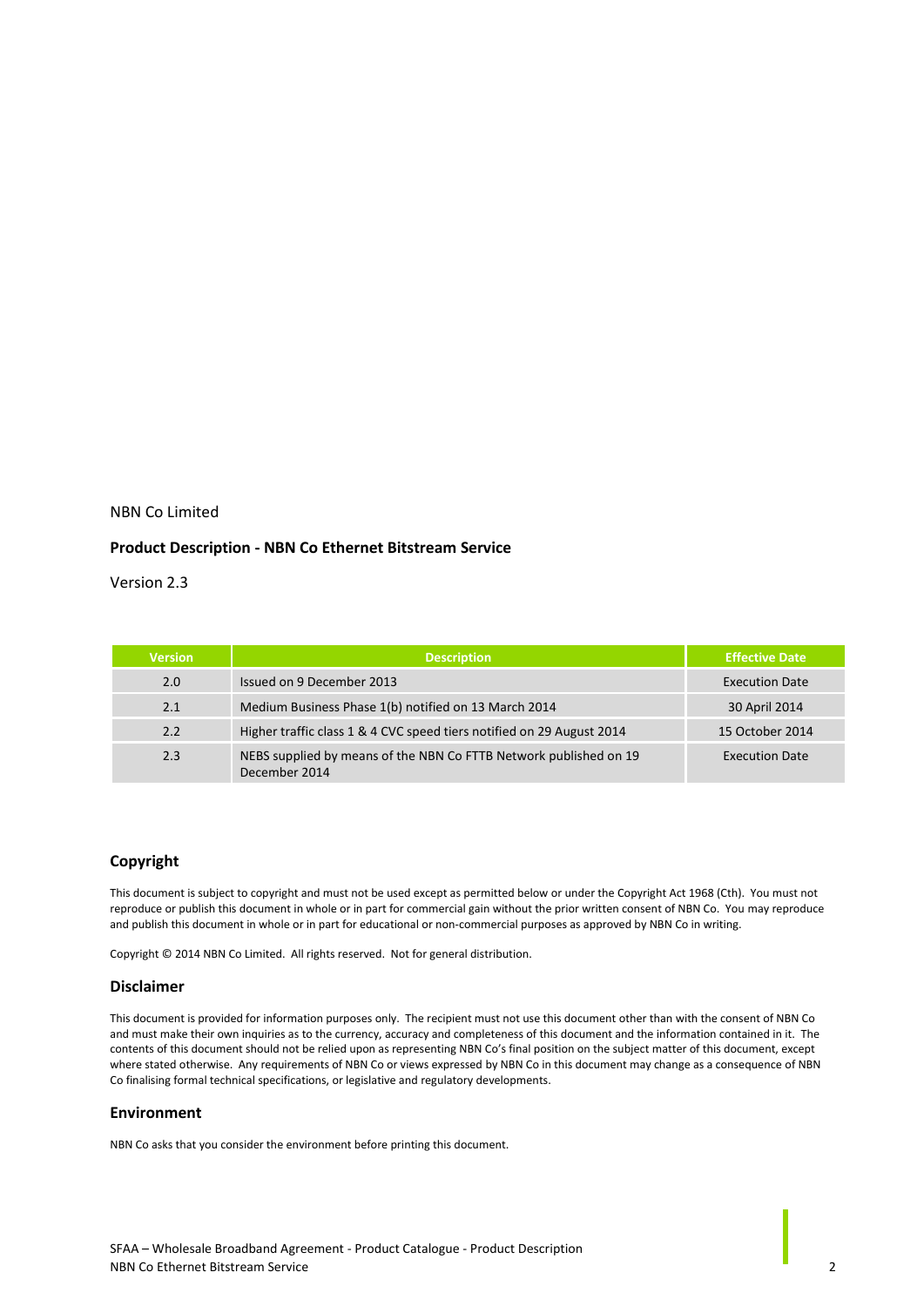NBN Co Limited

**Product Description - NBN Co Ethernet Bitstream Service**

Version 2.3

| Version | Description | Effective Date |
|---|---|---|
| 2.0 | Issued on 9 December 2013 | Execution Date |
| 2.1 | Medium Business Phase 1(b) notified on 13 March 2014 | 30 April 2014 |
| 2.2 | Higher traffic class 1 & 4 CVC speed tiers notified on 29 August 2014 | 15 October 2014 |
| 2.3 | NEBS supplied by means of the NBN Co FTTB Network published on 19 December 2014 | Execution Date |

## Copyright

This document is subject to copyright and must not be used except as permitted below or under the Copyright Act 1968 (Cth). You must not reproduce or publish this document in whole or in part for commercial gain without the prior written consent of NBN Co. You may reproduce and publish this document in whole or in part for educational or non-commercial purposes as approved by NBN Co in writing.

Copyright © 2014 NBN Co Limited. All rights reserved. Not for general distribution.

## Disclaimer

This document is provided for information purposes only. The recipient must not use this document other than with the consent of NBN Co and must make their own inquiries as to the currency, accuracy and completeness of this document and the information contained in it. The contents of this document should not be relied upon as representing NBN Co's final position on the subject matter of this document, except where stated otherwise. Any requirements of NBN Co or views expressed by NBN Co in this document may change as a consequence of NBN Co finalising formal technical specifications, or legislative and regulatory developments.

## Environment

NBN Co asks that you consider the environment before printing this document.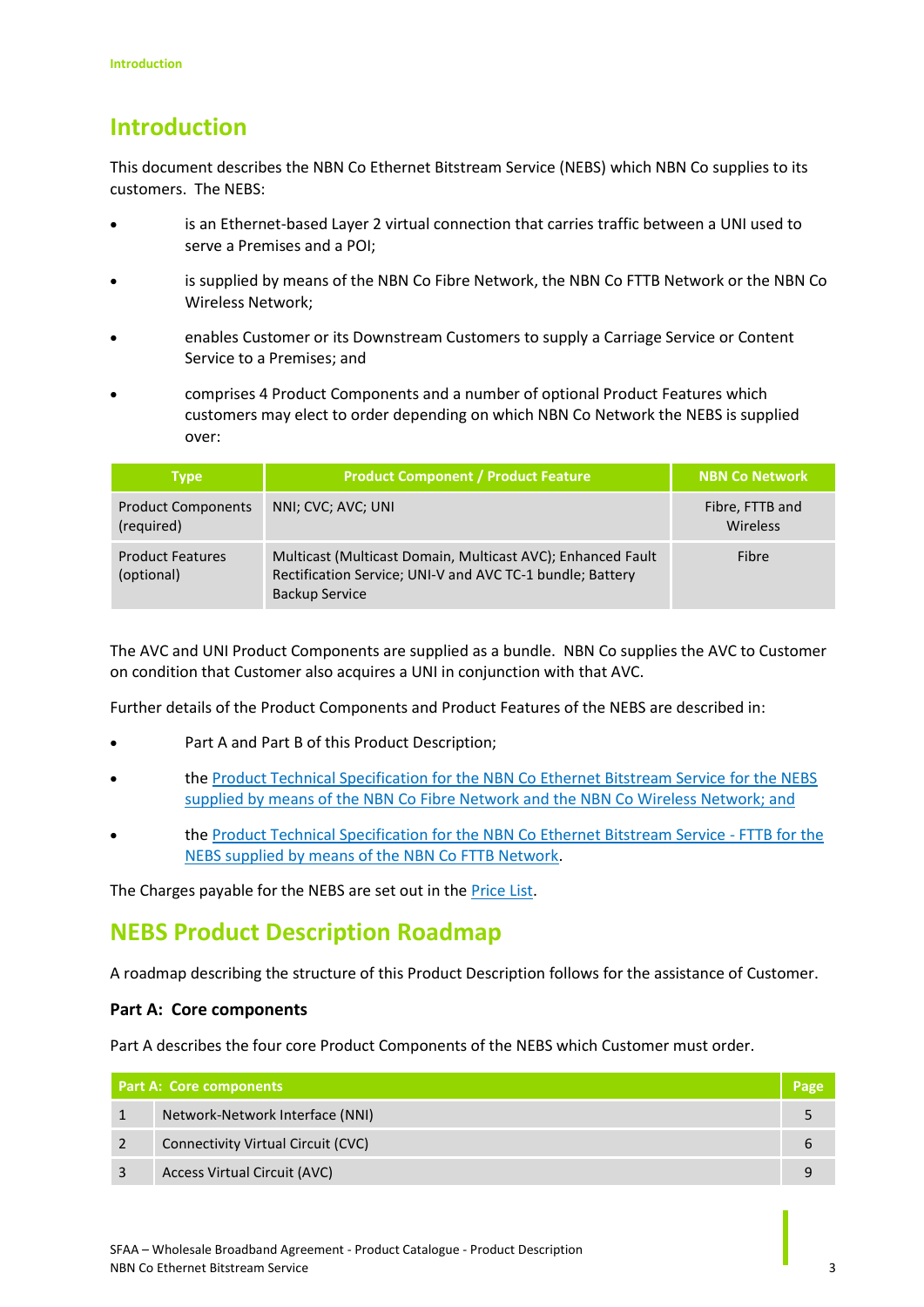# Introduction

This document describes the NBN Co Ethernet Bitstream Service (NEBS) which NBN Co supplies to its customers. The NEBS:

- is an Ethernet-based Layer 2 virtual connection that carries traffic between a UNI used to serve a Premises and a POI;
- is supplied by means of the NBN Co Fibre Network, the NBN Co FTTB Network or the NBN Co Wireless Network;
- enables Customer or its Downstream Customers to supply a Carriage Service or Content Service to a Premises; and
- comprises 4 Product Components and a number of optional Product Features which customers may elect to order depending on which NBN Co Network the NEBS is supplied over:

| Type | Product Component / Product Feature | NBN Co Network |
|---|---|---|
| Product Components (required) | NNI; CVC; AVC; UNI | Fibre, FTTB and Wireless |
| Product Features (optional) | Multicast (Multicast Domain, Multicast AVC); Enhanced Fault Rectification Service; UNI-V and AVC TC-1 bundle; Battery Backup Service | Fibre |

The AVC and UNI Product Components are supplied as a bundle. NBN Co supplies the AVC to Customer on condition that Customer also acquires a UNI in conjunction with that AVC.

Further details of the Product Components and Product Features of the NEBS are described in:

- Part A and Part B of this Product Description;
- the Product Technical Specification for the NBN Co Ethernet Bitstream Service for the NEBS supplied by means of the NBN Co Fibre Network and the NBN Co Wireless Network; and
- the Product Technical Specification for the NBN Co Ethernet Bitstream Service - FTTB for the NEBS supplied by means of the NBN Co FTTB Network.

The Charges payable for the NEBS are set out in the Price List.

# NEBS Product Description Roadmap

A roadmap describing the structure of this Product Description follows for the assistance of Customer.

### Part A: Core components

Part A describes the four core Product Components of the NEBS which Customer must order.

| Part A: Core components | | Page |
|---|---|---|
| 1 | Network-Network Interface (NNI) | 5 |
| 2 | Connectivity Virtual Circuit (CVC) | 6 |
| 3 | Access Virtual Circuit (AVC) | 9 |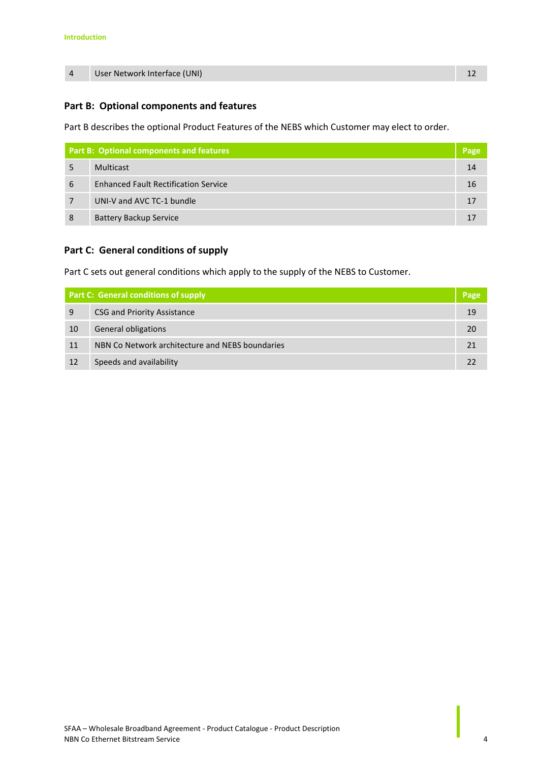| 4 | User Network Interface (UNI) | 12 |
|---|---|---|

## Part B: Optional components and features

Part B describes the optional Product Features of the NEBS which Customer may elect to order.

| Part B: Optional components and features | | Page |
|---|---|---|
| 5 | Multicast | 14 |
| 6 | Enhanced Fault Rectification Service | 16 |
| 7 | UNI-V and AVC TC-1 bundle | 17 |
| 8 | Battery Backup Service | 17 |

## Part C: General conditions of supply

Part C sets out general conditions which apply to the supply of the NEBS to Customer.

| Part C: General conditions of supply | | Page |
|---|---|---|
| 9 | CSG and Priority Assistance | 19 |
| 10 | General obligations | 20 |
| 11 | NBN Co Network architecture and NEBS boundaries | 21 |
| 12 | Speeds and availability | 22 |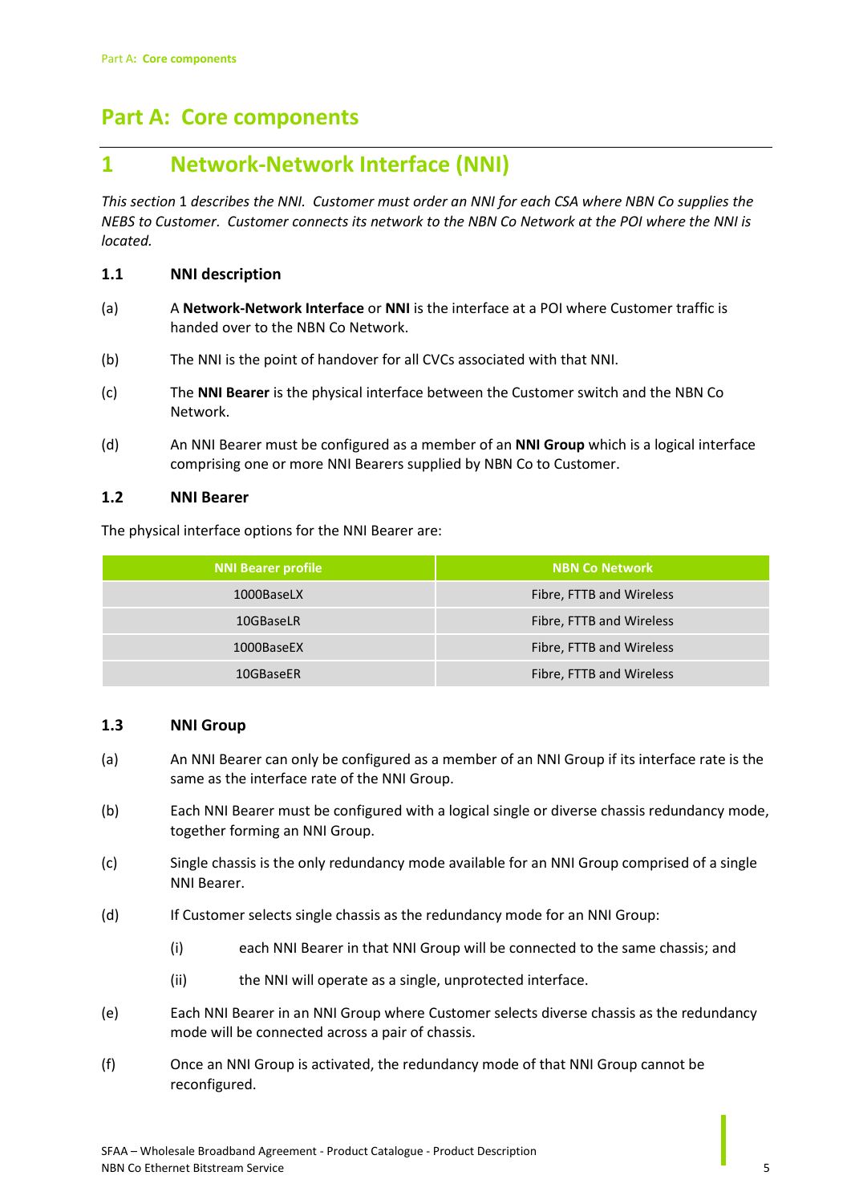# Part A: Core components

## 1 Network-Network Interface (NNI)

*This section 1 describes the NNI. Customer must order an NNI for each CSA where NBN Co supplies the NEBS to Customer. Customer connects its network to the NBN Co Network at the POI where the NNI is located.*

### 1.1 NNI description

(a) A **Network-Network Interface** or **NNI** is the interface at a POI where Customer traffic is handed over to the NBN Co Network.

(b) The NNI is the point of handover for all CVCs associated with that NNI.

(c) The **NNI Bearer** is the physical interface between the Customer switch and the NBN Co Network.

(d) An NNI Bearer must be configured as a member of an **NNI Group** which is a logical interface comprising one or more NNI Bearers supplied by NBN Co to Customer.

### 1.2 NNI Bearer

The physical interface options for the NNI Bearer are:

| NNI Bearer profile | NBN Co Network |
|---|---|
| 1000BaseLX | Fibre, FTTB and Wireless |
| 10GBaseLR | Fibre, FTTB and Wireless |
| 1000BaseEX | Fibre, FTTB and Wireless |
| 10GBaseER | Fibre, FTTB and Wireless |

### 1.3 NNI Group

(a) An NNI Bearer can only be configured as a member of an NNI Group if its interface rate is the same as the interface rate of the NNI Group.

(b) Each NNI Bearer must be configured with a logical single or diverse chassis redundancy mode, together forming an NNI Group.

(c) Single chassis is the only redundancy mode available for an NNI Group comprised of a single NNI Bearer.

(d) If Customer selects single chassis as the redundancy mode for an NNI Group:

  (i) each NNI Bearer in that NNI Group will be connected to the same chassis; and

  (ii) the NNI will operate as a single, unprotected interface.

(e) Each NNI Bearer in an NNI Group where Customer selects diverse chassis as the redundancy mode will be connected across a pair of chassis.

(f) Once an NNI Group is activated, the redundancy mode of that NNI Group cannot be reconfigured.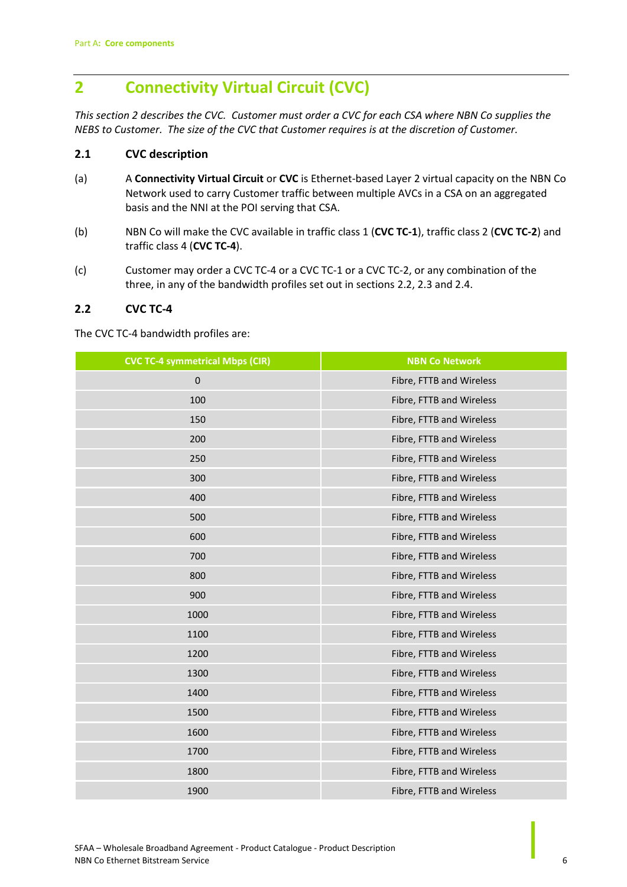## 2 Connectivity Virtual Circuit (CVC)

*This section 2 describes the CVC. Customer must order a CVC for each CSA where NBN Co supplies the NEBS to Customer. The size of the CVC that Customer requires is at the discretion of Customer.*

### 2.1 CVC description

(a) A **Connectivity Virtual Circuit** or **CVC** is Ethernet-based Layer 2 virtual capacity on the NBN Co Network used to carry Customer traffic between multiple AVCs in a CSA on an aggregated basis and the NNI at the POI serving that CSA.

(b) NBN Co will make the CVC available in traffic class 1 (**CVC TC-1**), traffic class 2 (**CVC TC-2**) and traffic class 4 (**CVC TC-4**).

(c) Customer may order a CVC TC-4 or a CVC TC-1 or a CVC TC-2, or any combination of the three, in any of the bandwidth profiles set out in sections 2.2, 2.3 and 2.4.

### 2.2 CVC TC-4

The CVC TC-4 bandwidth profiles are:

| CVC TC-4 symmetrical Mbps (CIR) | NBN Co Network |
|---|---|
| 0 | Fibre, FTTB and Wireless |
| 100 | Fibre, FTTB and Wireless |
| 150 | Fibre, FTTB and Wireless |
| 200 | Fibre, FTTB and Wireless |
| 250 | Fibre, FTTB and Wireless |
| 300 | Fibre, FTTB and Wireless |
| 400 | Fibre, FTTB and Wireless |
| 500 | Fibre, FTTB and Wireless |
| 600 | Fibre, FTTB and Wireless |
| 700 | Fibre, FTTB and Wireless |
| 800 | Fibre, FTTB and Wireless |
| 900 | Fibre, FTTB and Wireless |
| 1000 | Fibre, FTTB and Wireless |
| 1100 | Fibre, FTTB and Wireless |
| 1200 | Fibre, FTTB and Wireless |
| 1300 | Fibre, FTTB and Wireless |
| 1400 | Fibre, FTTB and Wireless |
| 1500 | Fibre, FTTB and Wireless |
| 1600 | Fibre, FTTB and Wireless |
| 1700 | Fibre, FTTB and Wireless |
| 1800 | Fibre, FTTB and Wireless |
| 1900 | Fibre, FTTB and Wireless |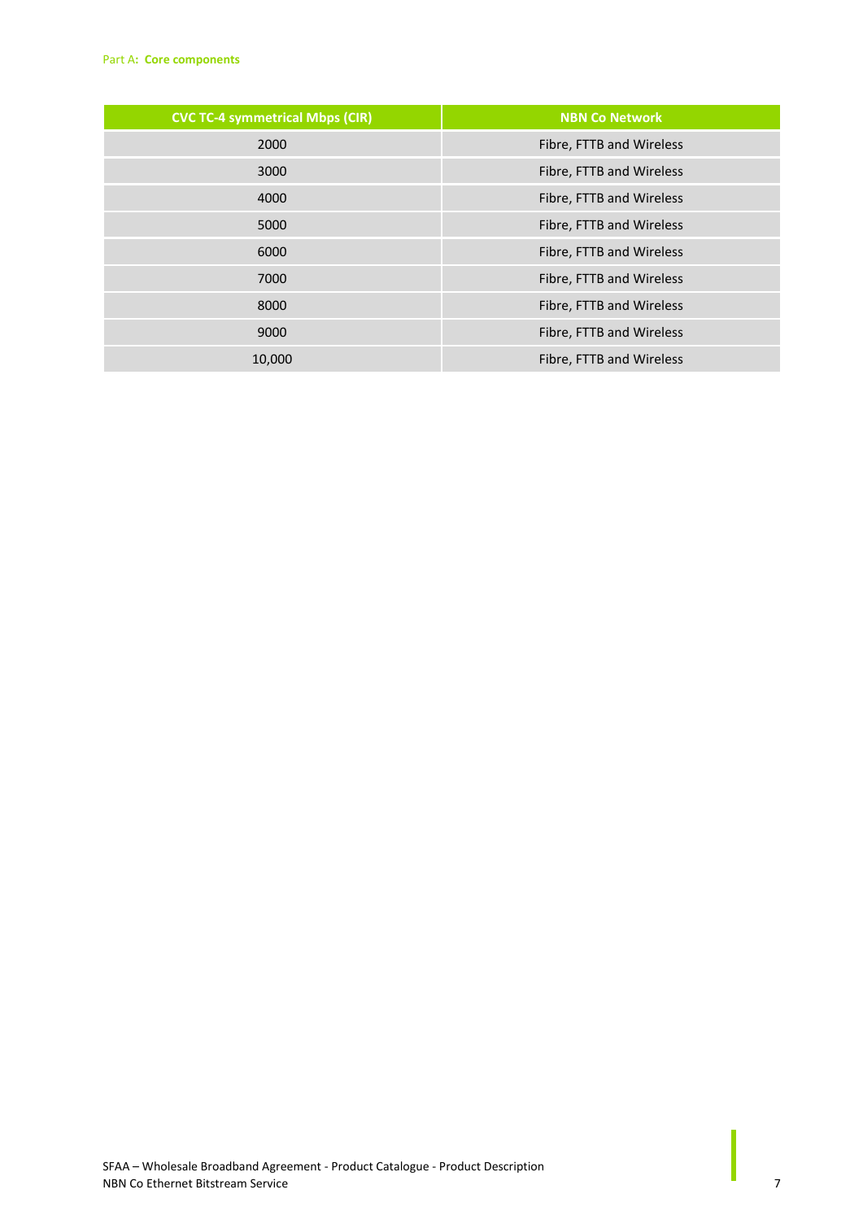| CVC TC-4 symmetrical Mbps (CIR) | NBN Co Network |
| --- | --- |
| 2000 | Fibre, FTTB and Wireless |
| 3000 | Fibre, FTTB and Wireless |
| 4000 | Fibre, FTTB and Wireless |
| 5000 | Fibre, FTTB and Wireless |
| 6000 | Fibre, FTTB and Wireless |
| 7000 | Fibre, FTTB and Wireless |
| 8000 | Fibre, FTTB and Wireless |
| 9000 | Fibre, FTTB and Wireless |
| 10,000 | Fibre, FTTB and Wireless |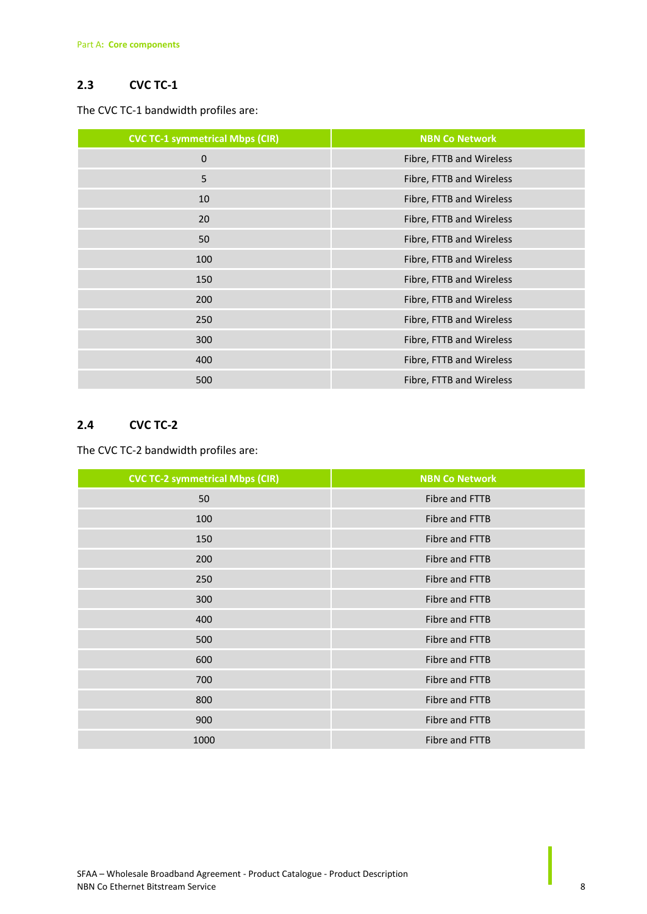## 2.3 CVC TC-1

The CVC TC-1 bandwidth profiles are:

| CVC TC-1 symmetrical Mbps (CIR) | NBN Co Network |
|---|---|
| 0 | Fibre, FTTB and Wireless |
| 5 | Fibre, FTTB and Wireless |
| 10 | Fibre, FTTB and Wireless |
| 20 | Fibre, FTTB and Wireless |
| 50 | Fibre, FTTB and Wireless |
| 100 | Fibre, FTTB and Wireless |
| 150 | Fibre, FTTB and Wireless |
| 200 | Fibre, FTTB and Wireless |
| 250 | Fibre, FTTB and Wireless |
| 300 | Fibre, FTTB and Wireless |
| 400 | Fibre, FTTB and Wireless |
| 500 | Fibre, FTTB and Wireless |

## 2.4 CVC TC-2

The CVC TC-2 bandwidth profiles are:

| CVC TC-2 symmetrical Mbps (CIR) | NBN Co Network |
|---|---|
| 50 | Fibre and FTTB |
| 100 | Fibre and FTTB |
| 150 | Fibre and FTTB |
| 200 | Fibre and FTTB |
| 250 | Fibre and FTTB |
| 300 | Fibre and FTTB |
| 400 | Fibre and FTTB |
| 500 | Fibre and FTTB |
| 600 | Fibre and FTTB |
| 700 | Fibre and FTTB |
| 800 | Fibre and FTTB |
| 900 | Fibre and FTTB |
| 1000 | Fibre and FTTB |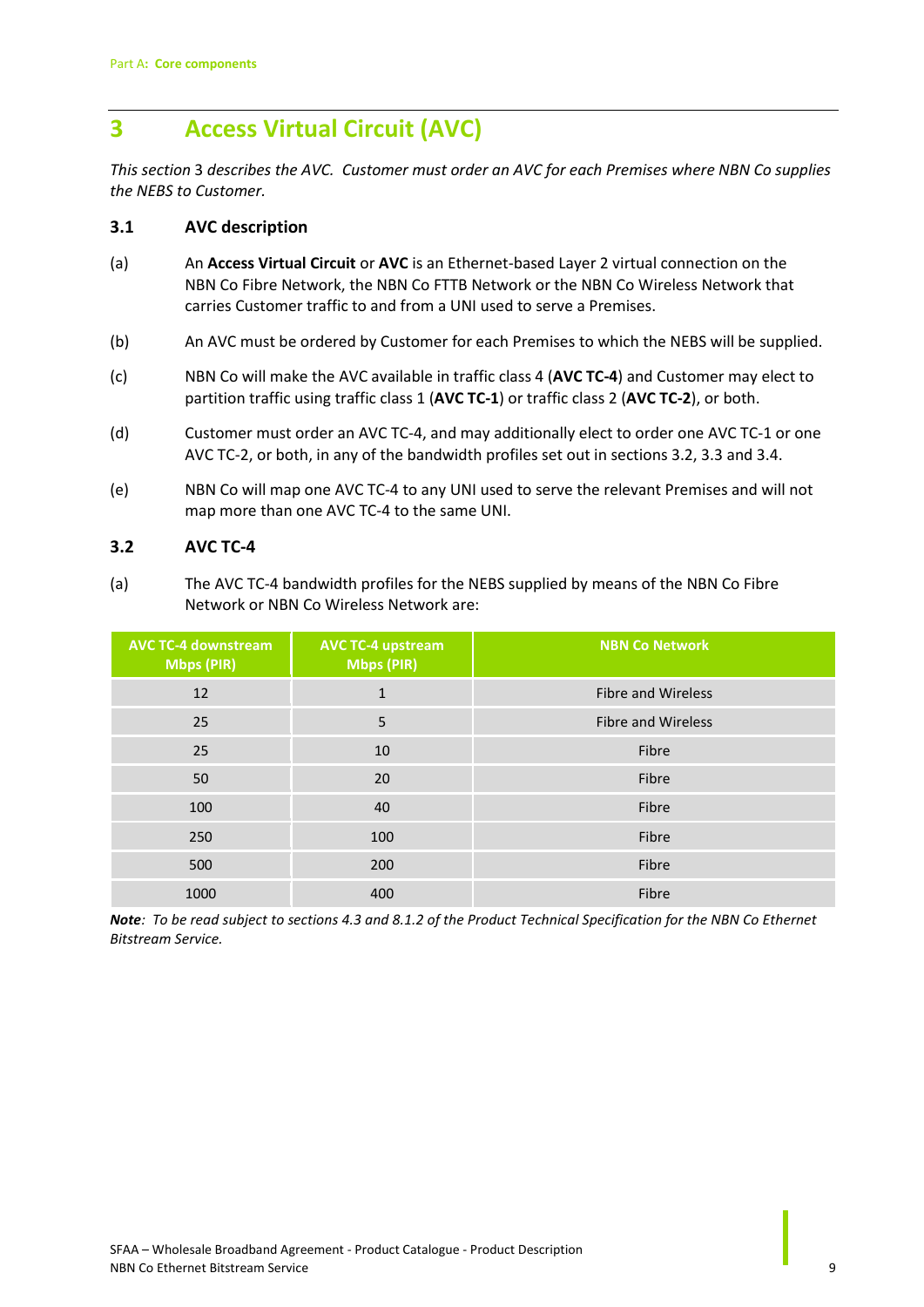# 3 Access Virtual Circuit (AVC)

*This section 3 describes the AVC. Customer must order an AVC for each Premises where NBN Co supplies the NEBS to Customer.*

## 3.1 AVC description

(a) An **Access Virtual Circuit** or **AVC** is an Ethernet-based Layer 2 virtual connection on the NBN Co Fibre Network, the NBN Co FTTB Network or the NBN Co Wireless Network that carries Customer traffic to and from a UNI used to serve a Premises.

(b) An AVC must be ordered by Customer for each Premises to which the NEBS will be supplied.

(c) NBN Co will make the AVC available in traffic class 4 (**AVC TC-4**) and Customer may elect to partition traffic using traffic class 1 (**AVC TC-1**) or traffic class 2 (**AVC TC-2**), or both.

(d) Customer must order an AVC TC-4, and may additionally elect to order one AVC TC-1 or one AVC TC-2, or both, in any of the bandwidth profiles set out in sections 3.2, 3.3 and 3.4.

(e) NBN Co will map one AVC TC-4 to any UNI used to serve the relevant Premises and will not map more than one AVC TC-4 to the same UNI.

## 3.2 AVC TC-4

(a) The AVC TC-4 bandwidth profiles for the NEBS supplied by means of the NBN Co Fibre Network or NBN Co Wireless Network are:

| AVC TC-4 downstream Mbps (PIR) | AVC TC-4 upstream Mbps (PIR) | NBN Co Network |
|---|---|---|
| 12 | 1 | Fibre and Wireless |
| 25 | 5 | Fibre and Wireless |
| 25 | 10 | Fibre |
| 50 | 20 | Fibre |
| 100 | 40 | Fibre |
| 250 | 100 | Fibre |
| 500 | 200 | Fibre |
| 1000 | 400 | Fibre |

***Note**: To be read subject to sections 4.3 and 8.1.2 of the Product Technical Specification for the NBN Co Ethernet Bitstream Service.*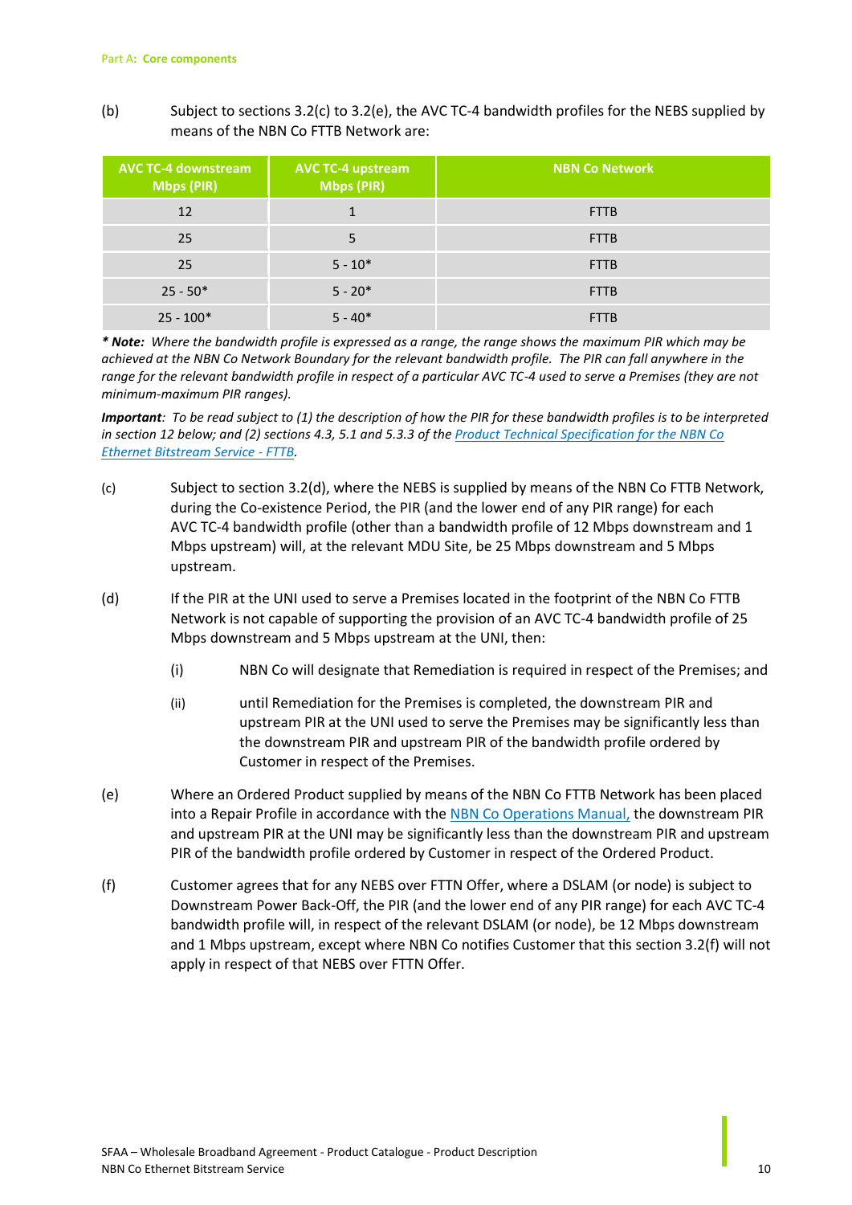(b) Subject to sections 3.2(c) to 3.2(e), the AVC TC-4 bandwidth profiles for the NEBS supplied by means of the NBN Co FTTB Network are:

| AVC TC-4 downstream Mbps (PIR) | AVC TC-4 upstream Mbps (PIR) | NBN Co Network |
|---|---|---|
| 12 | 1 | FTTB |
| 25 | 5 | FTTB |
| 25 | 5 - 10* | FTTB |
| 25 - 50* | 5 - 20* | FTTB |
| 25 - 100* | 5 - 40* | FTTB |

*** Note:** *Where the bandwidth profile is expressed as a range, the range shows the maximum PIR which may be achieved at the NBN Co Network Boundary for the relevant bandwidth profile. The PIR can fall anywhere in the range for the relevant bandwidth profile in respect of a particular AVC TC-4 used to serve a Premises (they are not minimum-maximum PIR ranges).*

***Important**: To be read subject to (1) the description of how the PIR for these bandwidth profiles is to be interpreted in section 12 below; and (2) sections 4.3, 5.1 and 5.3.3 of the Product Technical Specification for the NBN Co Ethernet Bitstream Service - FTTB.*

(c) Subject to section 3.2(d), where the NEBS is supplied by means of the NBN Co FTTB Network, during the Co-existence Period, the PIR (and the lower end of any PIR range) for each AVC TC-4 bandwidth profile (other than a bandwidth profile of 12 Mbps downstream and 1 Mbps upstream) will, at the relevant MDU Site, be 25 Mbps downstream and 5 Mbps upstream.

(d) If the PIR at the UNI used to serve a Premises located in the footprint of the NBN Co FTTB Network is not capable of supporting the provision of an AVC TC-4 bandwidth profile of 25 Mbps downstream and 5 Mbps upstream at the UNI, then:

(i) NBN Co will designate that Remediation is required in respect of the Premises; and

(ii) until Remediation for the Premises is completed, the downstream PIR and upstream PIR at the UNI used to serve the Premises may be significantly less than the downstream PIR and upstream PIR of the bandwidth profile ordered by Customer in respect of the Premises.

(e) Where an Ordered Product supplied by means of the NBN Co FTTB Network has been placed into a Repair Profile in accordance with the NBN Co Operations Manual, the downstream PIR and upstream PIR at the UNI may be significantly less than the downstream PIR and upstream PIR of the bandwidth profile ordered by Customer in respect of the Ordered Product.

(f) Customer agrees that for any NEBS over FTTN Offer, where a DSLAM (or node) is subject to Downstream Power Back-Off, the PIR (and the lower end of any PIR range) for each AVC TC-4 bandwidth profile will, in respect of the relevant DSLAM (or node), be 12 Mbps downstream and 1 Mbps upstream, except where NBN Co notifies Customer that this section 3.2(f) will not apply in respect of that NEBS over FTTN Offer.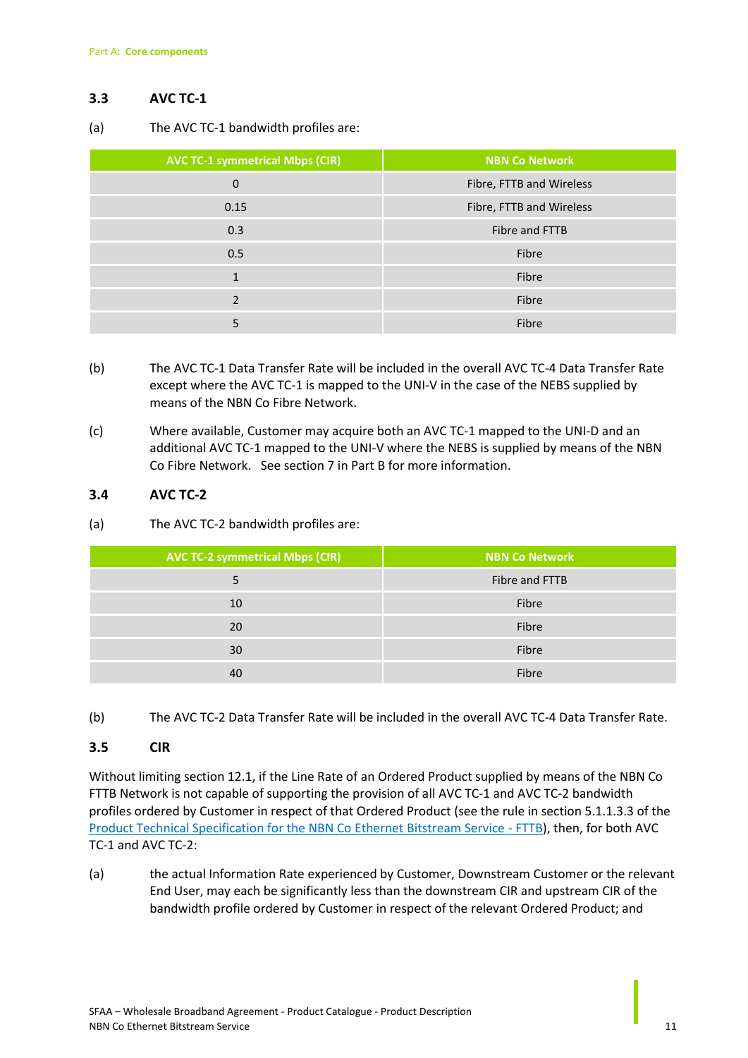### 3.3 AVC TC-1

(a) The AVC TC-1 bandwidth profiles are:

| AVC TC-1 symmetrical Mbps (CIR) | NBN Co Network |
| --- | --- |
| 0 | Fibre, FTTB and Wireless |
| 0.15 | Fibre, FTTB and Wireless |
| 0.3 | Fibre and FTTB |
| 0.5 | Fibre |
| 1 | Fibre |
| 2 | Fibre |
| 5 | Fibre |

(b) The AVC TC-1 Data Transfer Rate will be included in the overall AVC TC-4 Data Transfer Rate except where the AVC TC-1 is mapped to the UNI-V in the case of the NEBS supplied by means of the NBN Co Fibre Network.

(c) Where available, Customer may acquire both an AVC TC-1 mapped to the UNI-D and an additional AVC TC-1 mapped to the UNI-V where the NEBS is supplied by means of the NBN Co Fibre Network. See section 7 in Part B for more information.

### 3.4 AVC TC-2

(a) The AVC TC-2 bandwidth profiles are:

| AVC TC-2 symmetrical Mbps (CIR) | NBN Co Network |
| --- | --- |
| 5 | Fibre and FTTB |
| 10 | Fibre |
| 20 | Fibre |
| 30 | Fibre |
| 40 | Fibre |

(b) The AVC TC-2 Data Transfer Rate will be included in the overall AVC TC-4 Data Transfer Rate.

### 3.5 CIR

Without limiting section 12.1, if the Line Rate of an Ordered Product supplied by means of the NBN Co FTTB Network is not capable of supporting the provision of all AVC TC-1 and AVC TC-2 bandwidth profiles ordered by Customer in respect of that Ordered Product (see the rule in section 5.1.1.3.3 of the Product Technical Specification for the NBN Co Ethernet Bitstream Service - FTTB), then, for both AVC TC-1 and AVC TC-2:

(a) the actual Information Rate experienced by Customer, Downstream Customer or the relevant End User, may each be significantly less than the downstream CIR and upstream CIR of the bandwidth profile ordered by Customer in respect of the relevant Ordered Product; and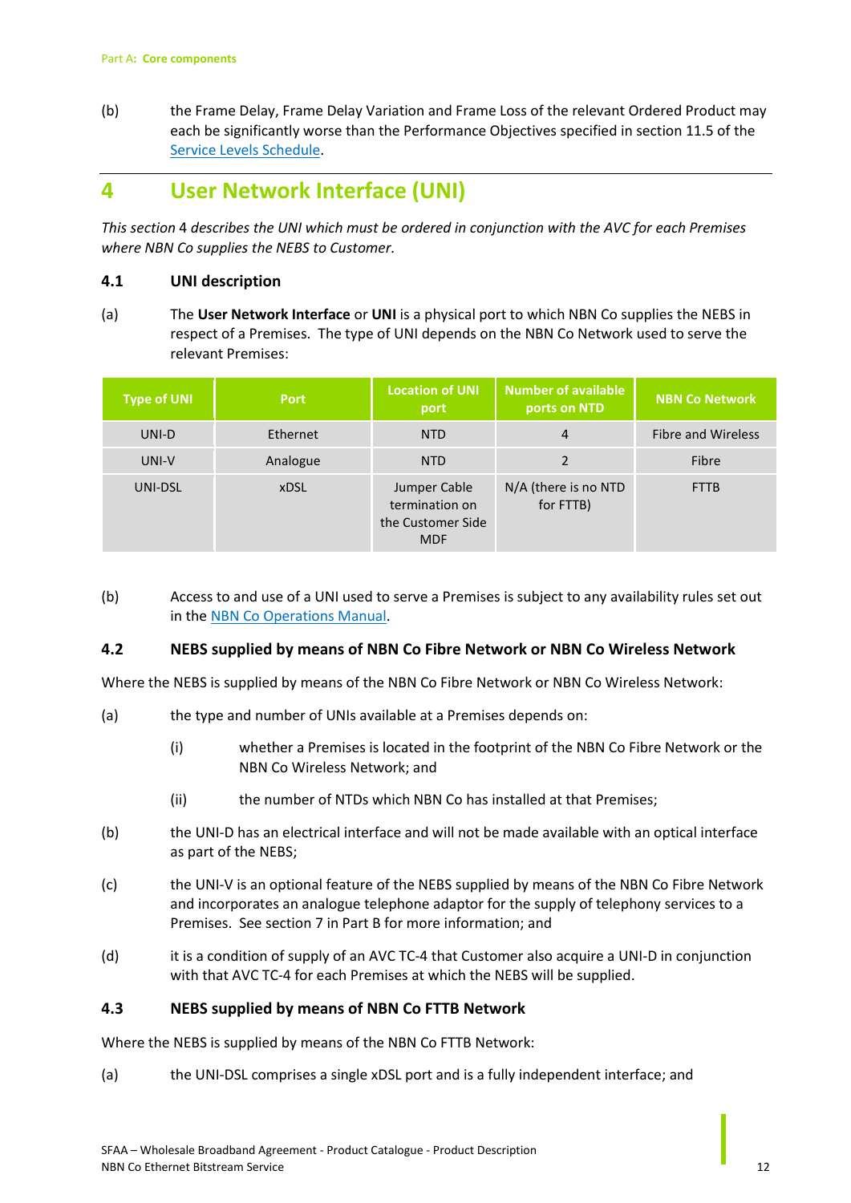(b) the Frame Delay, Frame Delay Variation and Frame Loss of the relevant Ordered Product may each be significantly worse than the Performance Objectives specified in section 11.5 of the Service Levels Schedule.

# 4 User Network Interface (UNI)

*This section 4 describes the UNI which must be ordered in conjunction with the AVC for each Premises where NBN Co supplies the NEBS to Customer.*

## 4.1 UNI description

(a) The **User Network Interface** or **UNI** is a physical port to which NBN Co supplies the NEBS in respect of a Premises. The type of UNI depends on the NBN Co Network used to serve the relevant Premises:

| Type of UNI | Port | Location of UNI port | Number of available ports on NTD | NBN Co Network |
|---|---|---|---|---|
| UNI-D | Ethernet | NTD | 4 | Fibre and Wireless |
| UNI-V | Analogue | NTD | 2 | Fibre |
| UNI-DSL | xDSL | Jumper Cable termination on the Customer Side MDF | N/A (there is no NTD for FTTB) | FTTB |

(b) Access to and use of a UNI used to serve a Premises is subject to any availability rules set out in the NBN Co Operations Manual.

## 4.2 NEBS supplied by means of NBN Co Fibre Network or NBN Co Wireless Network

Where the NEBS is supplied by means of the NBN Co Fibre Network or NBN Co Wireless Network:

(a) the type and number of UNIs available at a Premises depends on:

  (i) whether a Premises is located in the footprint of the NBN Co Fibre Network or the NBN Co Wireless Network; and

  (ii) the number of NTDs which NBN Co has installed at that Premises;

(b) the UNI-D has an electrical interface and will not be made available with an optical interface as part of the NEBS;

(c) the UNI-V is an optional feature of the NEBS supplied by means of the NBN Co Fibre Network and incorporates an analogue telephone adaptor for the supply of telephony services to a Premises. See section 7 in Part B for more information; and

(d) it is a condition of supply of an AVC TC-4 that Customer also acquire a UNI-D in conjunction with that AVC TC-4 for each Premises at which the NEBS will be supplied.

## 4.3 NEBS supplied by means of NBN Co FTTB Network

Where the NEBS is supplied by means of the NBN Co FTTB Network:

(a) the UNI-DSL comprises a single xDSL port and is a fully independent interface; and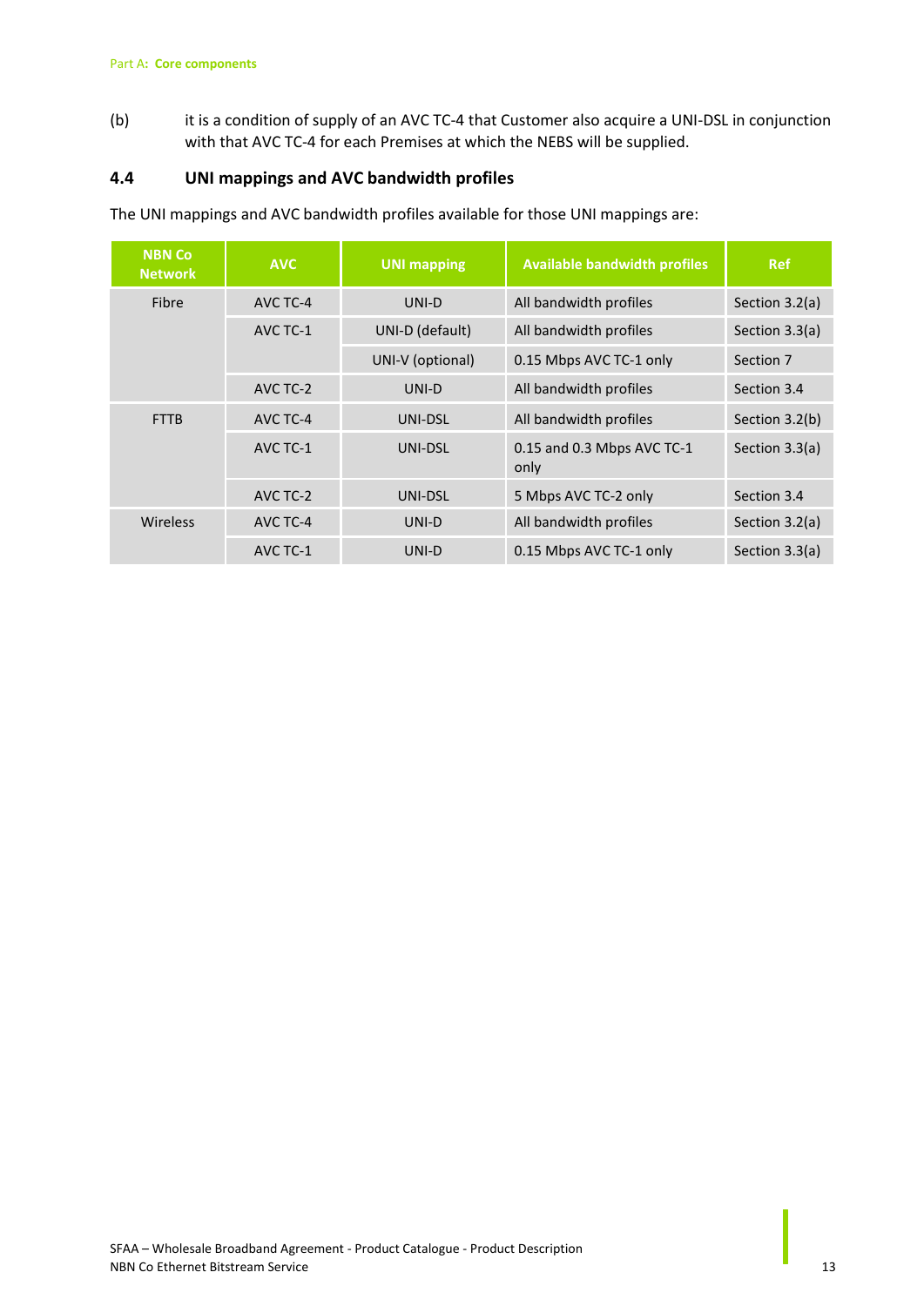(b) it is a condition of supply of an AVC TC-4 that Customer also acquire a UNI-DSL in conjunction with that AVC TC-4 for each Premises at which the NEBS will be supplied.

### 4.4 UNI mappings and AVC bandwidth profiles

The UNI mappings and AVC bandwidth profiles available for those UNI mappings are:

| NBN Co Network | AVC | UNI mapping | Available bandwidth profiles | Ref |
|---|---|---|---|---|
| Fibre | AVC TC-4 | UNI-D | All bandwidth profiles | Section 3.2(a) |
| | AVC TC-1 | UNI-D (default) | All bandwidth profiles | Section 3.3(a) |
| | | UNI-V (optional) | 0.15 Mbps AVC TC-1 only | Section 7 |
| | AVC TC-2 | UNI-D | All bandwidth profiles | Section 3.4 |
| FTTB | AVC TC-4 | UNI-DSL | All bandwidth profiles | Section 3.2(b) |
| | AVC TC-1 | UNI-DSL | 0.15 and 0.3 Mbps AVC TC-1 only | Section 3.3(a) |
| | AVC TC-2 | UNI-DSL | 5 Mbps AVC TC-2 only | Section 3.4 |
| Wireless | AVC TC-4 | UNI-D | All bandwidth profiles | Section 3.2(a) |
| | AVC TC-1 | UNI-D | 0.15 Mbps AVC TC-1 only | Section 3.3(a) |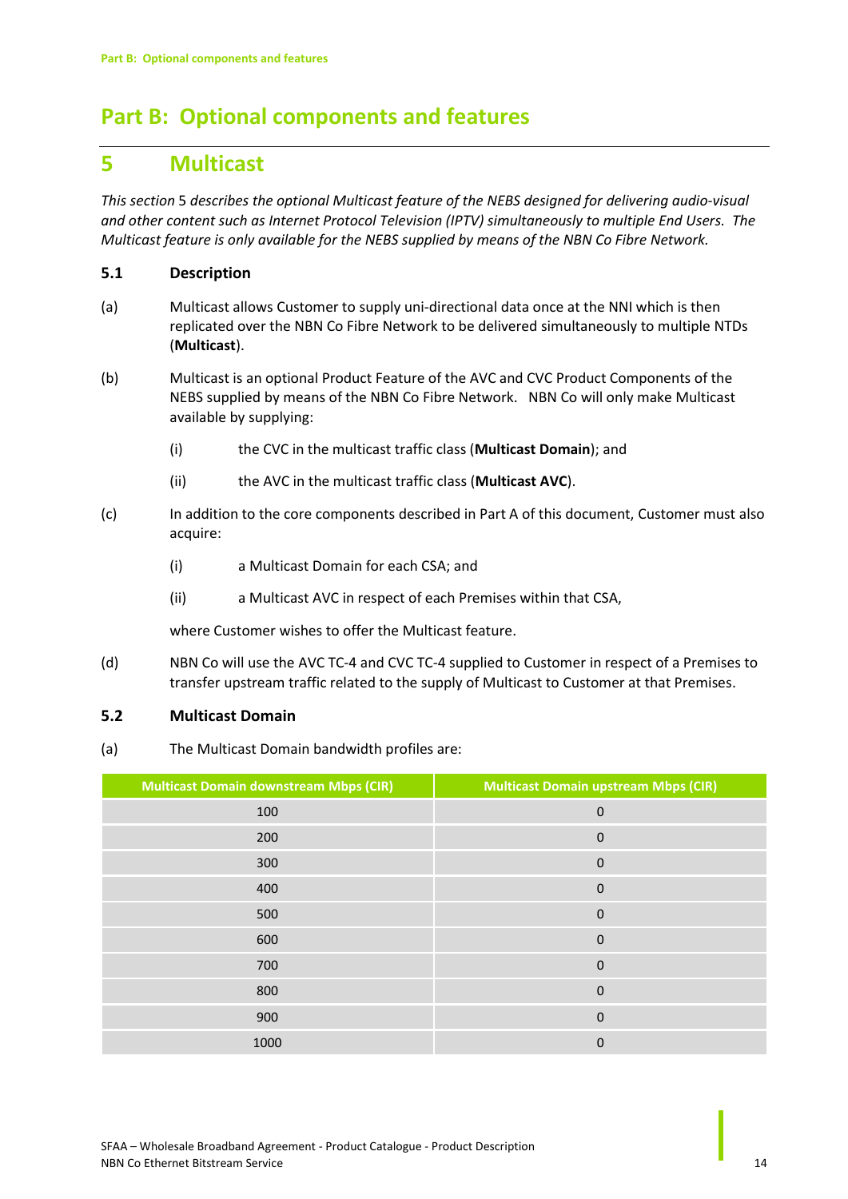# Part B: Optional components and features

## 5 Multicast

*This section* 5 *describes the optional Multicast feature of the NEBS designed for delivering audio-visual and other content such as Internet Protocol Television (IPTV) simultaneously to multiple End Users. The Multicast feature is only available for the NEBS supplied by means of the NBN Co Fibre Network.*

### 5.1 Description

(a) Multicast allows Customer to supply uni-directional data once at the NNI which is then replicated over the NBN Co Fibre Network to be delivered simultaneously to multiple NTDs (**Multicast**).

(b) Multicast is an optional Product Feature of the AVC and CVC Product Components of the NEBS supplied by means of the NBN Co Fibre Network. NBN Co will only make Multicast available by supplying:

- (i) the CVC in the multicast traffic class (**Multicast Domain**); and
- (ii) the AVC in the multicast traffic class (**Multicast AVC**).

(c) In addition to the core components described in Part A of this document, Customer must also acquire:

- (i) a Multicast Domain for each CSA; and
- (ii) a Multicast AVC in respect of each Premises within that CSA,

where Customer wishes to offer the Multicast feature.

(d) NBN Co will use the AVC TC-4 and CVC TC-4 supplied to Customer in respect of a Premises to transfer upstream traffic related to the supply of Multicast to Customer at that Premises.

### 5.2 Multicast Domain

(a) The Multicast Domain bandwidth profiles are:

| Multicast Domain downstream Mbps (CIR) | Multicast Domain upstream Mbps (CIR) |
|---|---|
| 100 | 0 |
| 200 | 0 |
| 300 | 0 |
| 400 | 0 |
| 500 | 0 |
| 600 | 0 |
| 700 | 0 |
| 800 | 0 |
| 900 | 0 |
| 1000 | 0 |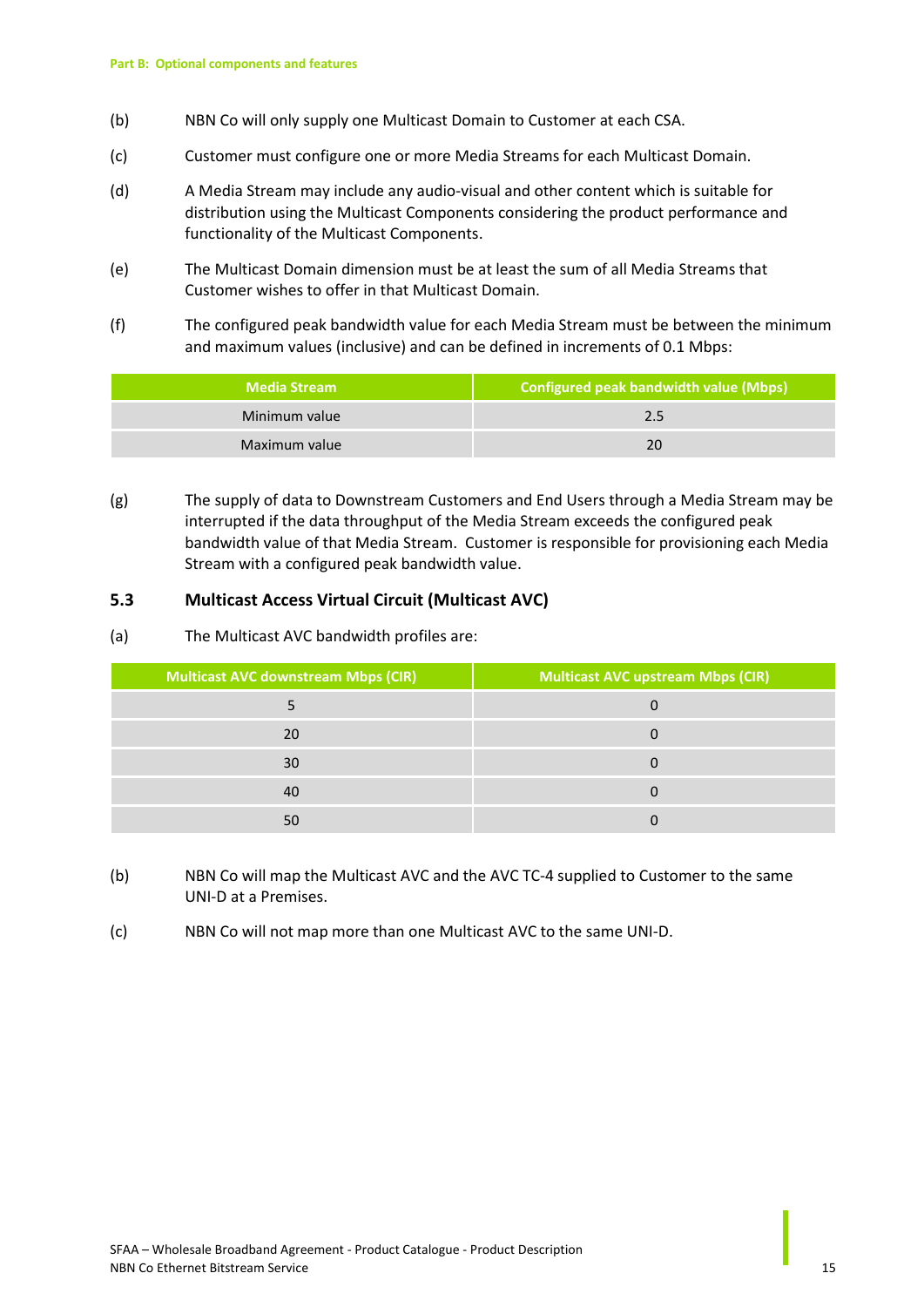(b) NBN Co will only supply one Multicast Domain to Customer at each CSA.

(c) Customer must configure one or more Media Streams for each Multicast Domain.

(d) A Media Stream may include any audio-visual and other content which is suitable for distribution using the Multicast Components considering the product performance and functionality of the Multicast Components.

(e) The Multicast Domain dimension must be at least the sum of all Media Streams that Customer wishes to offer in that Multicast Domain.

(f) The configured peak bandwidth value for each Media Stream must be between the minimum and maximum values (inclusive) and can be defined in increments of 0.1 Mbps:

| Media Stream | Configured peak bandwidth value (Mbps) |
|---|---|
| Minimum value | 2.5 |
| Maximum value | 20 |

(g) The supply of data to Downstream Customers and End Users through a Media Stream may be interrupted if the data throughput of the Media Stream exceeds the configured peak bandwidth value of that Media Stream. Customer is responsible for provisioning each Media Stream with a configured peak bandwidth value.

### 5.3 Multicast Access Virtual Circuit (Multicast AVC)

(a) The Multicast AVC bandwidth profiles are:

| Multicast AVC downstream Mbps (CIR) | Multicast AVC upstream Mbps (CIR) |
|---|---|
| 5 | 0 |
| 20 | 0 |
| 30 | 0 |
| 40 | 0 |
| 50 | 0 |

(b) NBN Co will map the Multicast AVC and the AVC TC-4 supplied to Customer to the same UNI-D at a Premises.

(c) NBN Co will not map more than one Multicast AVC to the same UNI-D.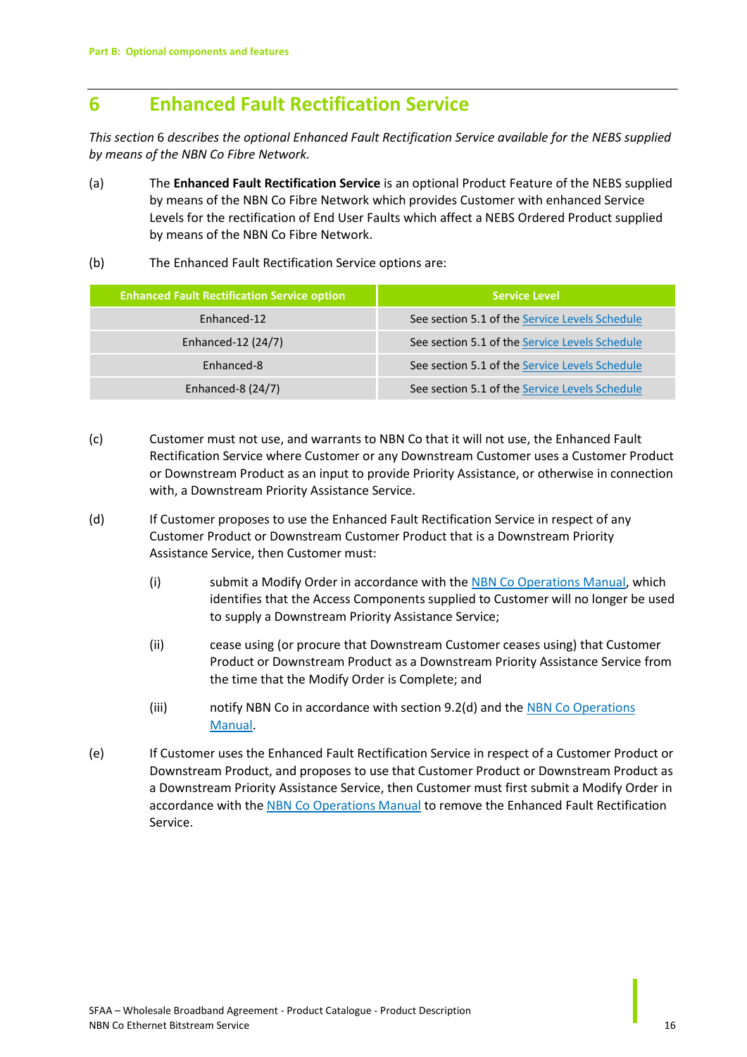# 6 Enhanced Fault Rectification Service

*This section 6 describes the optional Enhanced Fault Rectification Service available for the NEBS supplied by means of the NBN Co Fibre Network.*

(a) The **Enhanced Fault Rectification Service** is an optional Product Feature of the NEBS supplied by means of the NBN Co Fibre Network which provides Customer with enhanced Service Levels for the rectification of End User Faults which affect a NEBS Ordered Product supplied by means of the NBN Co Fibre Network.

(b) The Enhanced Fault Rectification Service options are:

| Enhanced Fault Rectification Service option | Service Level |
|---|---|
| Enhanced-12 | See section 5.1 of the Service Levels Schedule |
| Enhanced-12 (24/7) | See section 5.1 of the Service Levels Schedule |
| Enhanced-8 | See section 5.1 of the Service Levels Schedule |
| Enhanced-8 (24/7) | See section 5.1 of the Service Levels Schedule |

(c) Customer must not use, and warrants to NBN Co that it will not use, the Enhanced Fault Rectification Service where Customer or any Downstream Customer uses a Customer Product or Downstream Product as an input to provide Priority Assistance, or otherwise in connection with, a Downstream Priority Assistance Service.

(d) If Customer proposes to use the Enhanced Fault Rectification Service in respect of any Customer Product or Downstream Customer Product that is a Downstream Priority Assistance Service, then Customer must:

(i) submit a Modify Order in accordance with the NBN Co Operations Manual, which identifies that the Access Components supplied to Customer will no longer be used to supply a Downstream Priority Assistance Service;

(ii) cease using (or procure that Downstream Customer ceases using) that Customer Product or Downstream Product as a Downstream Priority Assistance Service from the time that the Modify Order is Complete; and

(iii) notify NBN Co in accordance with section 9.2(d) and the NBN Co Operations Manual.

(e) If Customer uses the Enhanced Fault Rectification Service in respect of a Customer Product or Downstream Product, and proposes to use that Customer Product or Downstream Product as a Downstream Priority Assistance Service, then Customer must first submit a Modify Order in accordance with the NBN Co Operations Manual to remove the Enhanced Fault Rectification Service.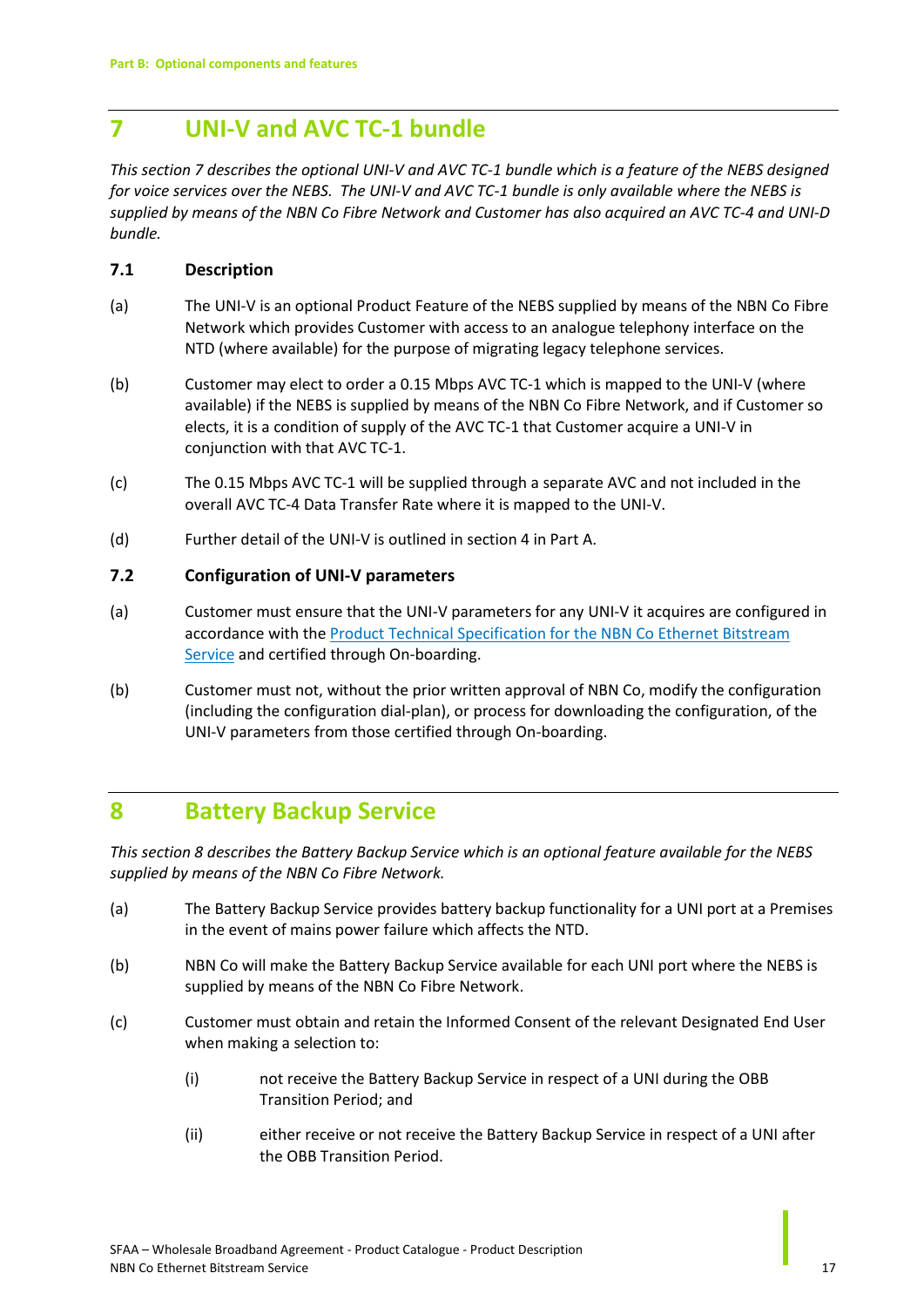# 7 UNI-V and AVC TC-1 bundle

*This section 7 describes the optional UNI-V and AVC TC-1 bundle which is a feature of the NEBS designed for voice services over the NEBS. The UNI-V and AVC TC-1 bundle is only available where the NEBS is supplied by means of the NBN Co Fibre Network and Customer has also acquired an AVC TC-4 and UNI-D bundle.*

## 7.1 Description

(a) The UNI-V is an optional Product Feature of the NEBS supplied by means of the NBN Co Fibre Network which provides Customer with access to an analogue telephony interface on the NTD (where available) for the purpose of migrating legacy telephone services.

(b) Customer may elect to order a 0.15 Mbps AVC TC-1 which is mapped to the UNI-V (where available) if the NEBS is supplied by means of the NBN Co Fibre Network, and if Customer so elects, it is a condition of supply of the AVC TC-1 that Customer acquire a UNI-V in conjunction with that AVC TC-1.

(c) The 0.15 Mbps AVC TC-1 will be supplied through a separate AVC and not included in the overall AVC TC-4 Data Transfer Rate where it is mapped to the UNI-V.

(d) Further detail of the UNI-V is outlined in section 4 in Part A.

## 7.2 Configuration of UNI-V parameters

(a) Customer must ensure that the UNI-V parameters for any UNI-V it acquires are configured in accordance with the Product Technical Specification for the NBN Co Ethernet Bitstream Service and certified through On-boarding.

(b) Customer must not, without the prior written approval of NBN Co, modify the configuration (including the configuration dial-plan), or process for downloading the configuration, of the UNI-V parameters from those certified through On-boarding.

# 8 Battery Backup Service

*This section 8 describes the Battery Backup Service which is an optional feature available for the NEBS supplied by means of the NBN Co Fibre Network.*

(a) The Battery Backup Service provides battery backup functionality for a UNI port at a Premises in the event of mains power failure which affects the NTD.

(b) NBN Co will make the Battery Backup Service available for each UNI port where the NEBS is supplied by means of the NBN Co Fibre Network.

(c) Customer must obtain and retain the Informed Consent of the relevant Designated End User when making a selection to:

   (i) not receive the Battery Backup Service in respect of a UNI during the OBB Transition Period; and

   (ii) either receive or not receive the Battery Backup Service in respect of a UNI after the OBB Transition Period.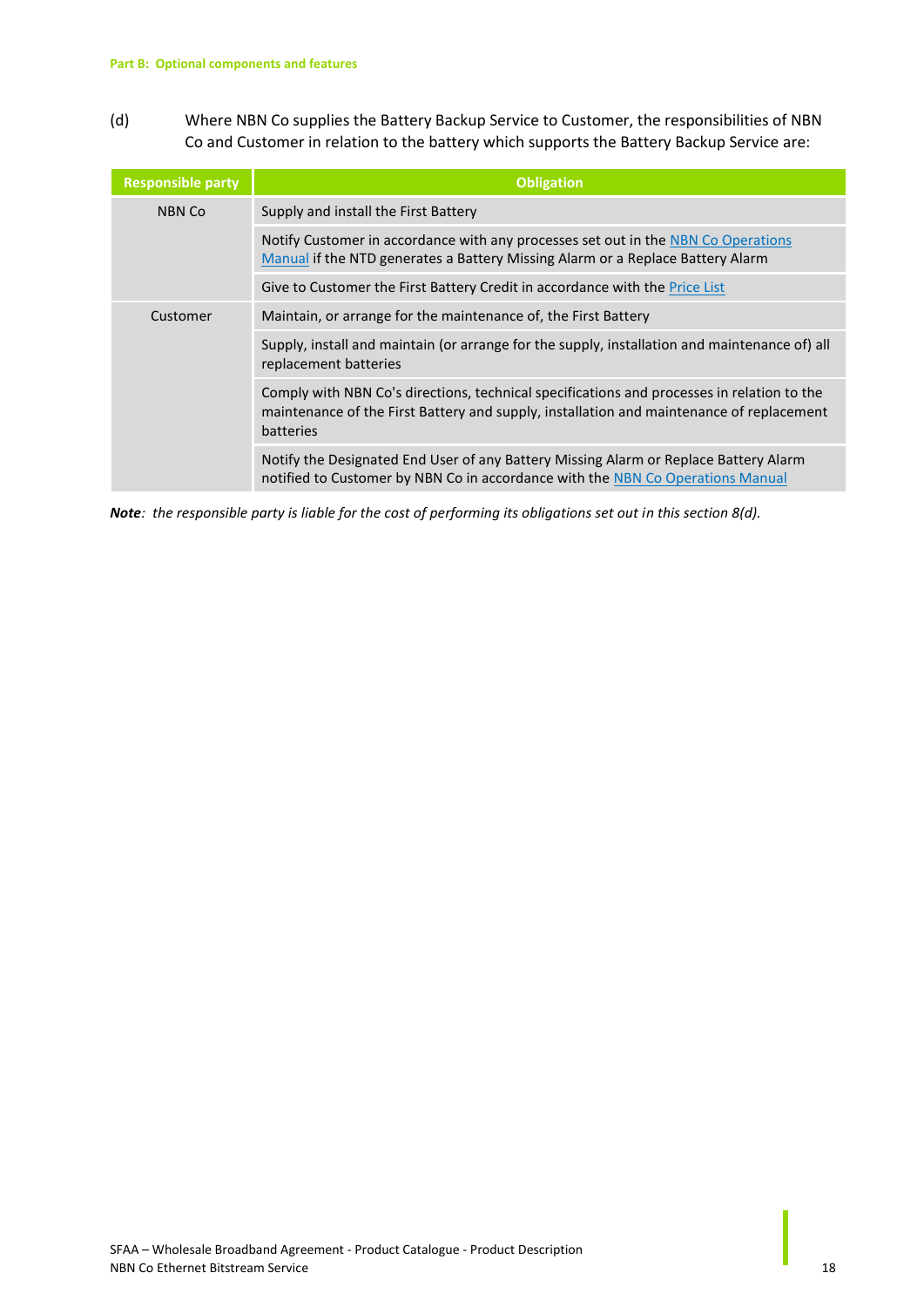(d) Where NBN Co supplies the Battery Backup Service to Customer, the responsibilities of NBN Co and Customer in relation to the battery which supports the Battery Backup Service are:

| Responsible party | Obligation |
|---|---|
| NBN Co | Supply and install the First Battery |
| | Notify Customer in accordance with any processes set out in the NBN Co Operations Manual if the NTD generates a Battery Missing Alarm or a Replace Battery Alarm |
| | Give to Customer the First Battery Credit in accordance with the Price List |
| Customer | Maintain, or arrange for the maintenance of, the First Battery |
| | Supply, install and maintain (or arrange for the supply, installation and maintenance of) all replacement batteries |
| | Comply with NBN Co's directions, technical specifications and processes in relation to the maintenance of the First Battery and supply, installation and maintenance of replacement batteries |
| | Notify the Designated End User of any Battery Missing Alarm or Replace Battery Alarm notified to Customer by NBN Co in accordance with the NBN Co Operations Manual |

***Note****: the responsible party is liable for the cost of performing its obligations set out in this section 8(d).*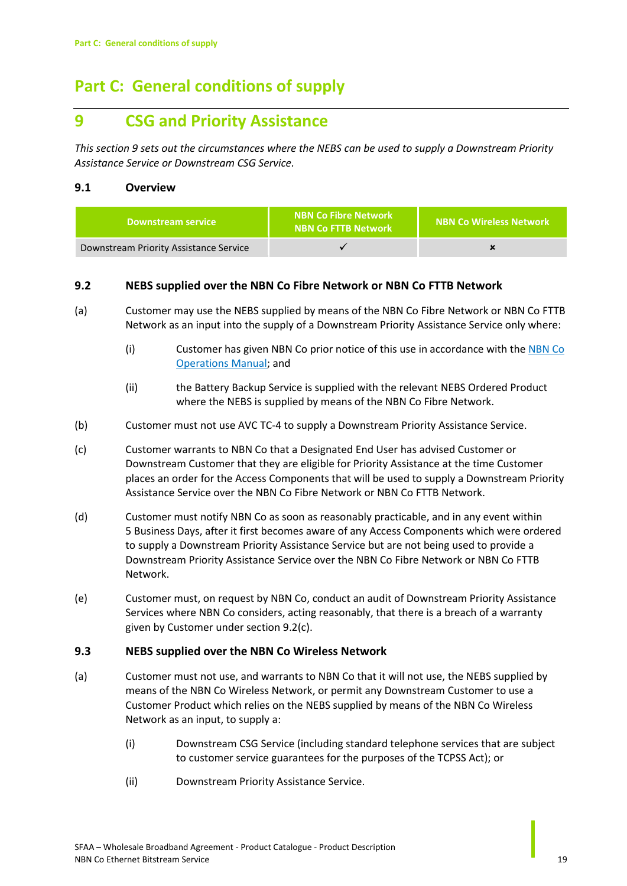# Part C: General conditions of supply

## 9 CSG and Priority Assistance

*This section 9 sets out the circumstances where the NEBS can be used to supply a Downstream Priority Assistance Service or Downstream CSG Service.*

### 9.1 Overview

| Downstream service | NBN Co Fibre Network NBN Co FTTB Network | NBN Co Wireless Network |
|---|---|---|
| Downstream Priority Assistance Service | ✓ | ✗ |

### 9.2 NEBS supplied over the NBN Co Fibre Network or NBN Co FTTB Network

(a) Customer may use the NEBS supplied by means of the NBN Co Fibre Network or NBN Co FTTB Network as an input into the supply of a Downstream Priority Assistance Service only where:

  (i) Customer has given NBN Co prior notice of this use in accordance with the NBN Co Operations Manual; and

  (ii) the Battery Backup Service is supplied with the relevant NEBS Ordered Product where the NEBS is supplied by means of the NBN Co Fibre Network.

(b) Customer must not use AVC TC-4 to supply a Downstream Priority Assistance Service.

(c) Customer warrants to NBN Co that a Designated End User has advised Customer or Downstream Customer that they are eligible for Priority Assistance at the time Customer places an order for the Access Components that will be used to supply a Downstream Priority Assistance Service over the NBN Co Fibre Network or NBN Co FTTB Network.

(d) Customer must notify NBN Co as soon as reasonably practicable, and in any event within 5 Business Days, after it first becomes aware of any Access Components which were ordered to supply a Downstream Priority Assistance Service but are not being used to provide a Downstream Priority Assistance Service over the NBN Co Fibre Network or NBN Co FTTB Network.

(e) Customer must, on request by NBN Co, conduct an audit of Downstream Priority Assistance Services where NBN Co considers, acting reasonably, that there is a breach of a warranty given by Customer under section 9.2(c).

### 9.3 NEBS supplied over the NBN Co Wireless Network

(a) Customer must not use, and warrants to NBN Co that it will not use, the NEBS supplied by means of the NBN Co Wireless Network, or permit any Downstream Customer to use a Customer Product which relies on the NEBS supplied by means of the NBN Co Wireless Network as an input, to supply a:

  (i) Downstream CSG Service (including standard telephone services that are subject to customer service guarantees for the purposes of the TCPSS Act); or

  (ii) Downstream Priority Assistance Service.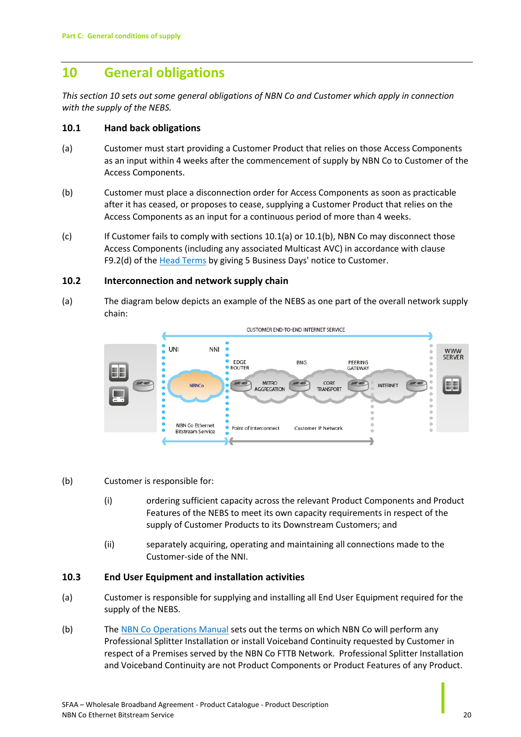# 10 General obligations

*This section 10 sets out some general obligations of NBN Co and Customer which apply in connection with the supply of the NEBS.*

## 10.1 Hand back obligations

(a) Customer must start providing a Customer Product that relies on those Access Components as an input within 4 weeks after the commencement of supply by NBN Co to Customer of the Access Components.

(b) Customer must place a disconnection order for Access Components as soon as practicable after it has ceased, or proposes to cease, supplying a Customer Product that relies on the Access Components as an input for a continuous period of more than 4 weeks.

(c) If Customer fails to comply with sections 10.1(a) or 10.1(b), NBN Co may disconnect those Access Components (including any associated Multicast AVC) in accordance with clause F9.2(d) of the Head Terms by giving 5 Business Days' notice to Customer.

## 10.2 Interconnection and network supply chain

(a) The diagram below depicts an example of the NEBS as one part of the overall network supply chain:

CUSTOMER END-TO-END INTERNET SERVICE

UNI NNI EDGE ROUTER BNG PEERING GATEWAY WWW SERVER

NBNCo METRO AGGREGATION CORE TRANSPORT INTERNET

NBN Co Ethernet Bitstream Service Point of Interconnect Customer IP Network

(b) Customer is responsible for:

(i) ordering sufficient capacity across the relevant Product Components and Product Features of the NEBS to meet its own capacity requirements in respect of the supply of Customer Products to its Downstream Customers; and

(ii) separately acquiring, operating and maintaining all connections made to the Customer-side of the NNI.

## 10.3 End User Equipment and installation activities

(a) Customer is responsible for supplying and installing all End User Equipment required for the supply of the NEBS.

(b) The NBN Co Operations Manual sets out the terms on which NBN Co will perform any Professional Splitter Installation or install Voiceband Continuity requested by Customer in respect of a Premises served by the NBN Co FTTB Network. Professional Splitter Installation and Voiceband Continuity are not Product Components or Product Features of any Product.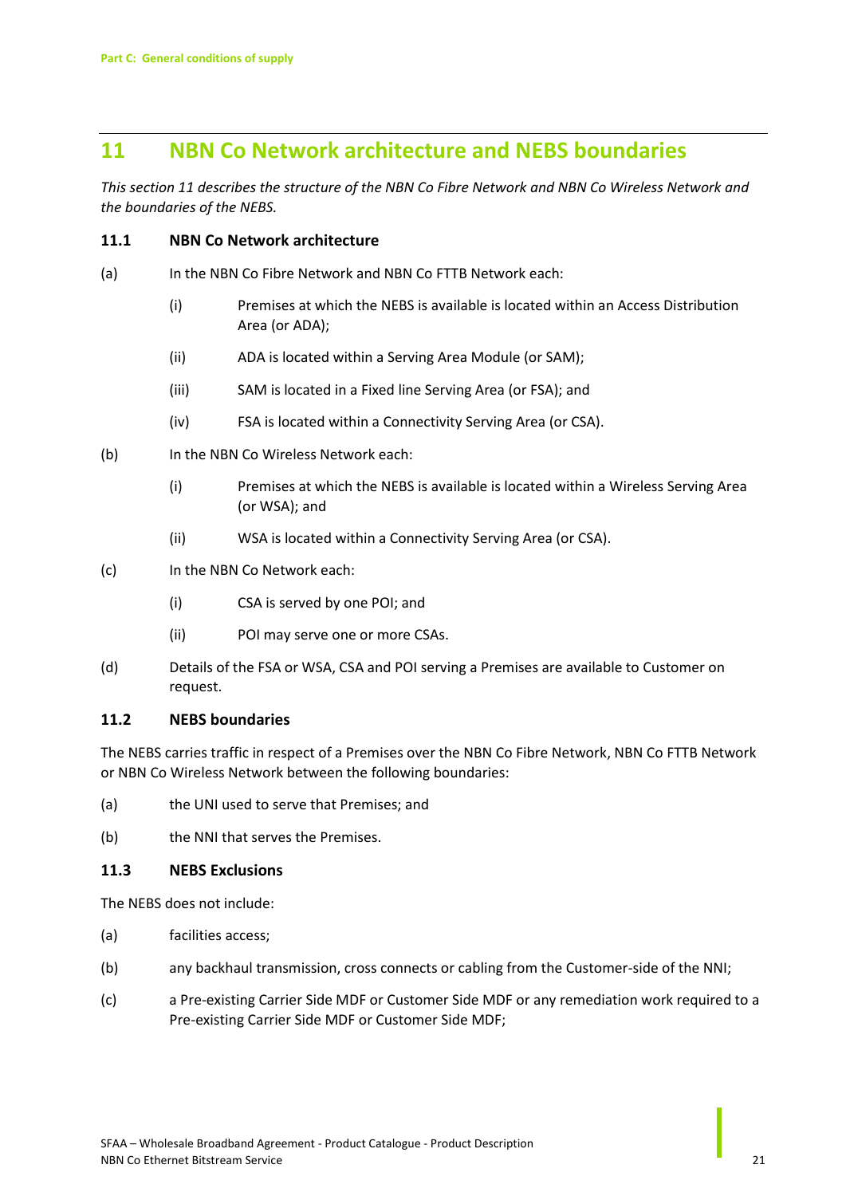## 11 NBN Co Network architecture and NEBS boundaries

*This section 11 describes the structure of the NBN Co Fibre Network and NBN Co Wireless Network and the boundaries of the NEBS.*

### 11.1 NBN Co Network architecture

(a) In the NBN Co Fibre Network and NBN Co FTTB Network each:

- (i) Premises at which the NEBS is available is located within an Access Distribution Area (or ADA);
- (ii) ADA is located within a Serving Area Module (or SAM);
- (iii) SAM is located in a Fixed line Serving Area (or FSA); and
- (iv) FSA is located within a Connectivity Serving Area (or CSA).

(b) In the NBN Co Wireless Network each:

- (i) Premises at which the NEBS is available is located within a Wireless Serving Area (or WSA); and
- (ii) WSA is located within a Connectivity Serving Area (or CSA).

(c) In the NBN Co Network each:

- (i) CSA is served by one POI; and
- (ii) POI may serve one or more CSAs.

(d) Details of the FSA or WSA, CSA and POI serving a Premises are available to Customer on request.

### 11.2 NEBS boundaries

The NEBS carries traffic in respect of a Premises over the NBN Co Fibre Network, NBN Co FTTB Network or NBN Co Wireless Network between the following boundaries:

(a) the UNI used to serve that Premises; and

(b) the NNI that serves the Premises.

### 11.3 NEBS Exclusions

The NEBS does not include:

(a) facilities access;

(b) any backhaul transmission, cross connects or cabling from the Customer-side of the NNI;

(c) a Pre-existing Carrier Side MDF or Customer Side MDF or any remediation work required to a Pre-existing Carrier Side MDF or Customer Side MDF;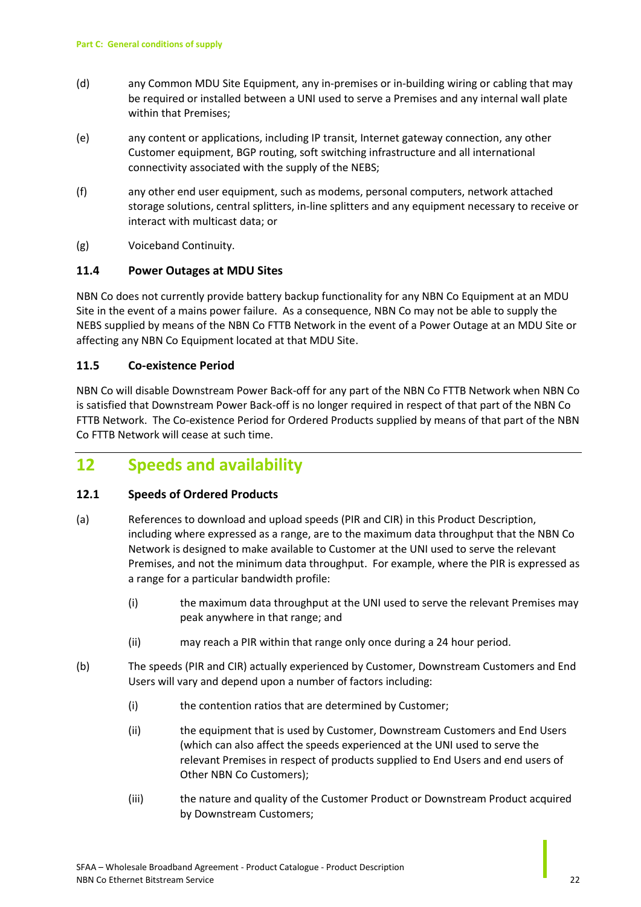(d) any Common MDU Site Equipment, any in-premises or in-building wiring or cabling that may be required or installed between a UNI used to serve a Premises and any internal wall plate within that Premises;

(e) any content or applications, including IP transit, Internet gateway connection, any other Customer equipment, BGP routing, soft switching infrastructure and all international connectivity associated with the supply of the NEBS;

(f) any other end user equipment, such as modems, personal computers, network attached storage solutions, central splitters, in-line splitters and any equipment necessary to receive or interact with multicast data; or

(g) Voiceband Continuity.

### 11.4 Power Outages at MDU Sites

NBN Co does not currently provide battery backup functionality for any NBN Co Equipment at an MDU Site in the event of a mains power failure. As a consequence, NBN Co may not be able to supply the NEBS supplied by means of the NBN Co FTTB Network in the event of a Power Outage at an MDU Site or affecting any NBN Co Equipment located at that MDU Site.

### 11.5 Co-existence Period

NBN Co will disable Downstream Power Back-off for any part of the NBN Co FTTB Network when NBN Co is satisfied that Downstream Power Back-off is no longer required in respect of that part of the NBN Co FTTB Network. The Co-existence Period for Ordered Products supplied by means of that part of the NBN Co FTTB Network will cease at such time.

## 12 Speeds and availability

### 12.1 Speeds of Ordered Products

(a) References to download and upload speeds (PIR and CIR) in this Product Description, including where expressed as a range, are to the maximum data throughput that the NBN Co Network is designed to make available to Customer at the UNI used to serve the relevant Premises, and not the minimum data throughput. For example, where the PIR is expressed as a range for a particular bandwidth profile:

(i) the maximum data throughput at the UNI used to serve the relevant Premises may peak anywhere in that range; and

(ii) may reach a PIR within that range only once during a 24 hour period.

(b) The speeds (PIR and CIR) actually experienced by Customer, Downstream Customers and End Users will vary and depend upon a number of factors including:

(i) the contention ratios that are determined by Customer;

(ii) the equipment that is used by Customer, Downstream Customers and End Users (which can also affect the speeds experienced at the UNI used to serve the relevant Premises in respect of products supplied to End Users and end users of Other NBN Co Customers);

(iii) the nature and quality of the Customer Product or Downstream Product acquired by Downstream Customers;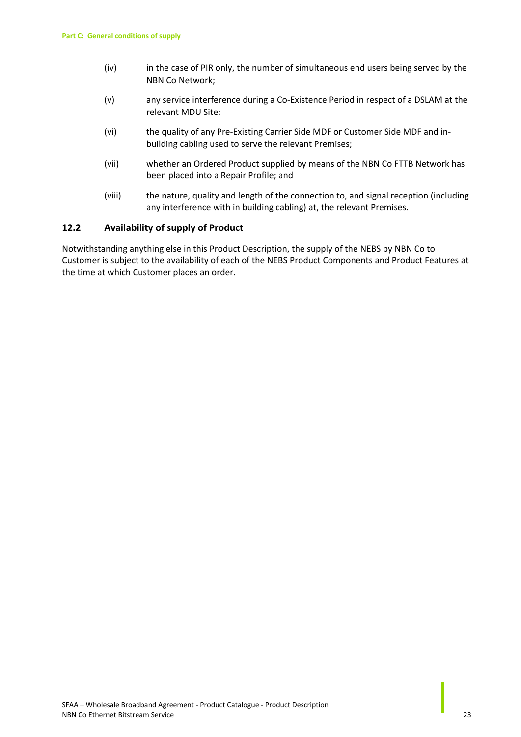(iv) in the case of PIR only, the number of simultaneous end users being served by the NBN Co Network;

(v) any service interference during a Co-Existence Period in respect of a DSLAM at the relevant MDU Site;

(vi) the quality of any Pre-Existing Carrier Side MDF or Customer Side MDF and in-building cabling used to serve the relevant Premises;

(vii) whether an Ordered Product supplied by means of the NBN Co FTTB Network has been placed into a Repair Profile; and

(viii) the nature, quality and length of the connection to, and signal reception (including any interference with in building cabling) at, the relevant Premises.

## 12.2 Availability of supply of Product

Notwithstanding anything else in this Product Description, the supply of the NEBS by NBN Co to Customer is subject to the availability of each of the NEBS Product Components and Product Features at the time at which Customer places an order.